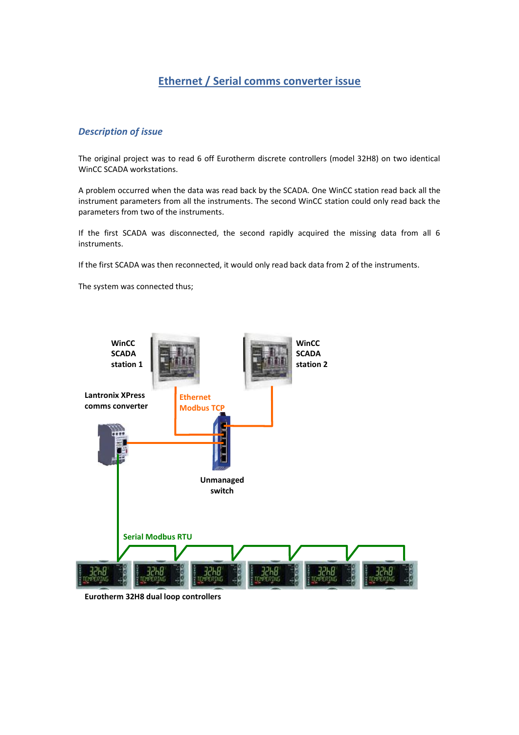# Ethernet / Serial comms converter issue

## *Description of issue*

The original project was to read 6 off Eurotherm discrete controllers (model 32H8) on two identical WinCC SCADA workstations.

A problem occurred when the data was read back by the SCADA. One WinCC station read back all the instrument parameters from all the instruments. The second WinCC station could only read back the parameters from two of the instruments.

If the first SCADA was disconnected, the second rapidly acquired the missing data from all 6 instruments.

If the first SCADA was then reconnected, it would only read back data from 2 of the instruments.

The system was connected thus;

**WinCC SCADA station 1**

**WinCC SCADA station 2**

**Lantronix XPress comms converter**

Ethernet Modbus TCP

**Unmanaged switch**

Serial Modbus RTU

**Eurotherm 32H8 dual loop controllers**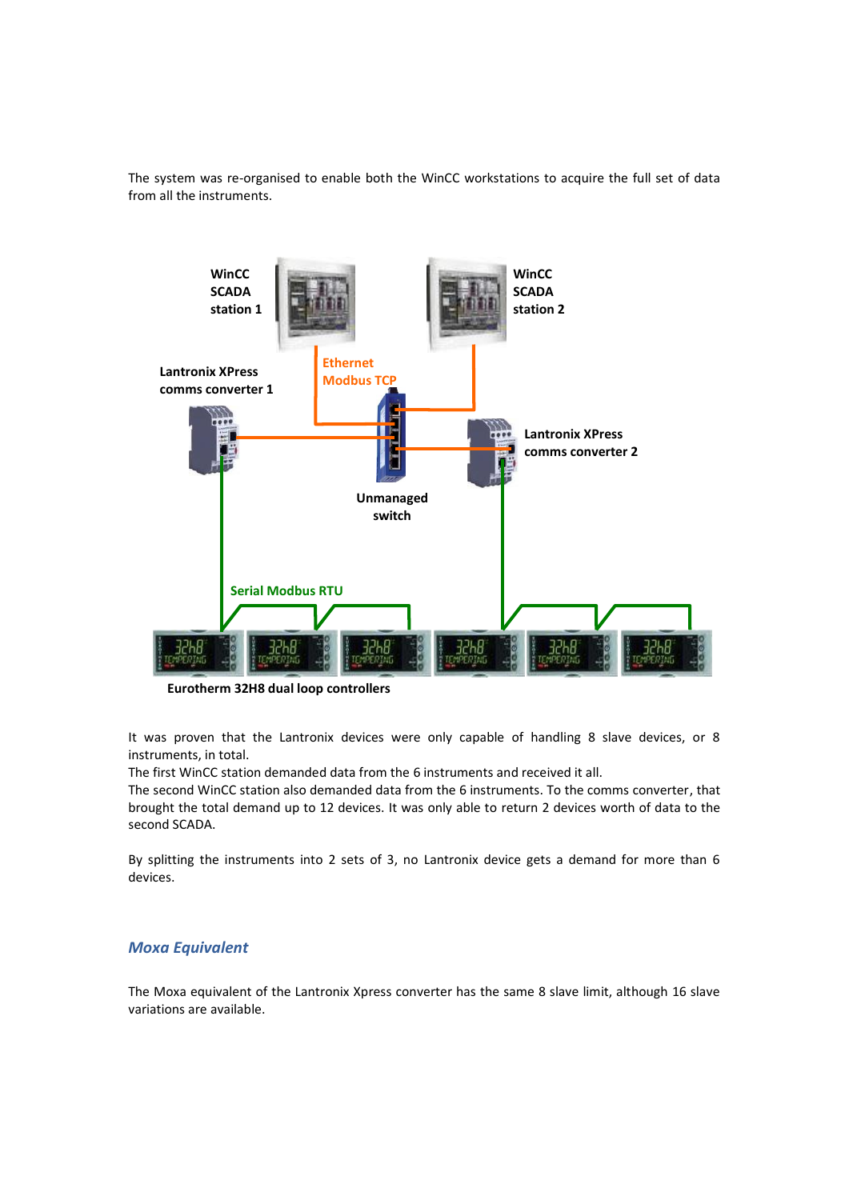The system was re-organised to enable both the WinCC workstations to acquire the full set of data from all the instruments.

WinCC SCADA station 1

WinCC SCADA station 2

Ethernet Modbus TCP

Lantronix XPress comms converter 1

Lantronix XPress comms converter 2

Unmanaged switch

Serial Modbus RTU

Eurotherm 32H8 dual loop controllers

It was proven that the Lantronix devices were only capable of handling 8 slave devices, or 8 instruments, in total.
The first WinCC station demanded data from the 6 instruments and received it all.
The second WinCC station also demanded data from the 6 instruments. To the comms converter, that brought the total demand up to 12 devices. It was only able to return 2 devices worth of data to the second SCADA.

By splitting the instruments into 2 sets of 3, no Lantronix device gets a demand for more than 6 devices.

### *Moxa Equivalent*

The Moxa equivalent of the Lantronix Xpress converter has the same 8 slave limit, although 16 slave variations are available.